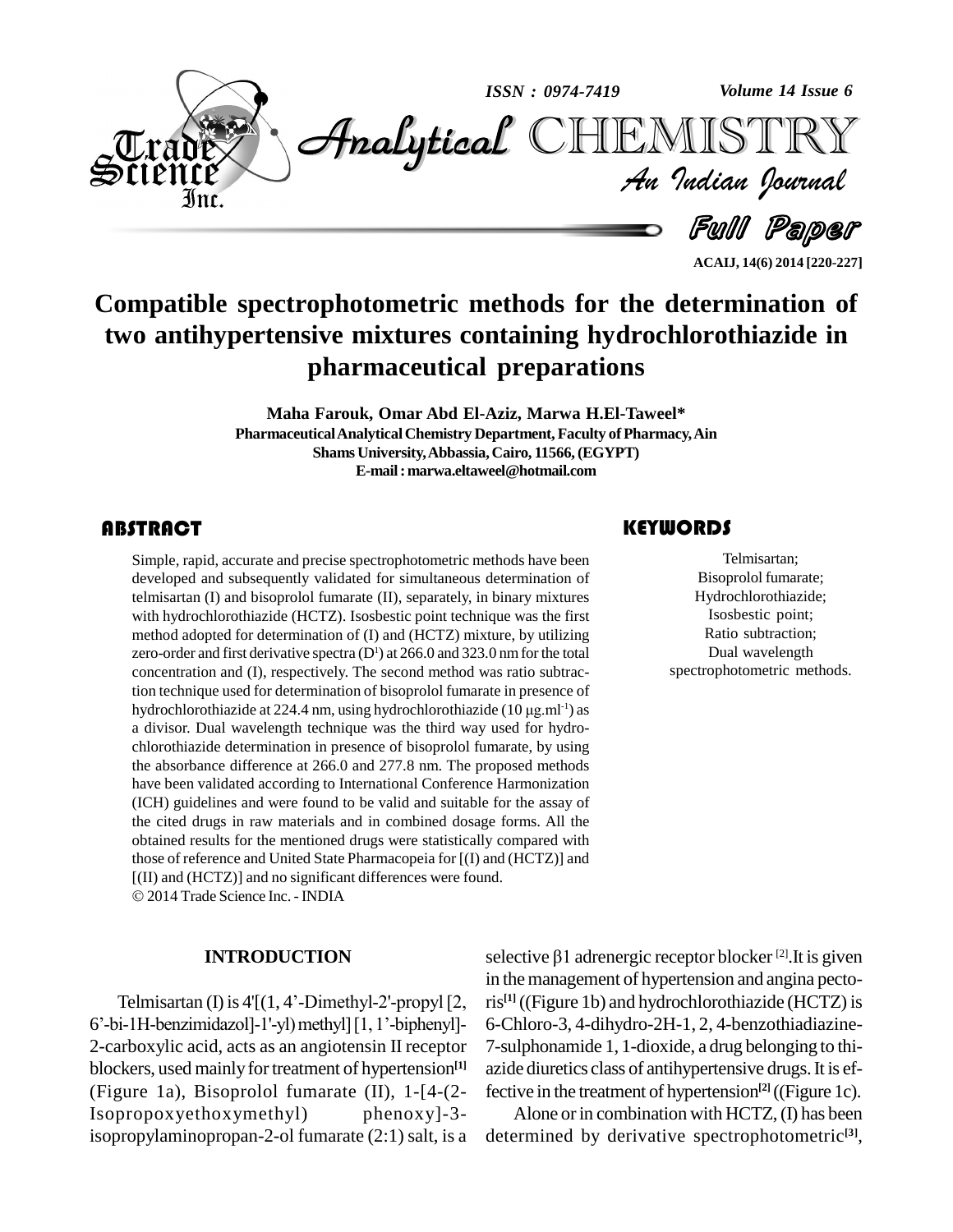# Compatible spectrophotometric methods for the determination of two antihypertensive mixtures containing hydrochlorothiazide in pharmaceutical preparations

**Maha Farouk, Omar Abd El-Aziz, Marwa H.El-Taweel***

**Pharmaceutical Analytical Chemistry Department, Faculty of Pharmacy, Ain Shams University, Abbassia, Cairo, 11566, (EGYPT)**

**E-mail : marwa.eltaweel@hotmail.com**

## ABSTRACT

Simple, rapid, accurate and precise spectrophotometric methods have been developed and subsequently validated for simultaneous determination of telmisartan (I) and bisoprolol fumarate (II), separately, in binary mixtures with hydrochlorothiazide (HCTZ). Isosbestic point technique was the first method adopted for determination of (I) and (HCTZ) mixture, by utilizing zero-order and first derivative spectra ($D^1$) at 266.0 and 323.0 nm for the total concentration and (I), respectively. The second method was ratio subtraction technique used for determination of bisoprolol fumarate in presence of hydrochlorothiazide at 224.4 nm, using hydrochlorothiazide (10 μg.ml$^{-1}$) as a divisor. Dual wavelength technique was the third way used for hydrochlorothiazide determination in presence of bisoprolol fumarate, by using the absorbance difference at 266.0 and 277.8 nm. The proposed methods have been validated according to International Conference Harmonization (ICH) guidelines and were found to be valid and suitable for the assay of the cited drugs in raw materials and in combined dosage forms. All the obtained results for the mentioned drugs were statistically compared with those of reference and United State Pharmacopeia for [(I) and (HCTZ)] and [(II) and (HCTZ)] and no significant differences were found.

© 2014 Trade Science Inc. - INDIA

## KEYWORDS

Telmisartan;
Bisoprolol fumarate;
Hydrochlorothiazide;
Isosbestic point;
Ratio subtraction;
Dual wavelength spectrophotometric methods.

## INTRODUCTION

Telmisartan (I) is 4'[(1, 4'-Dimethyl-2'-propyl [2, 6'-bi-1H-benzimidazol]-1'-yl) methyl] [1, 1'-biphenyl]-2-carboxylic acid, acts as an angiotensin II receptor blockers, used mainly for treatment of hypertension[1] (Figure 1a), Bisoprolol fumarate (II), 1-[4-(2-Isopropoxyethoxymethyl) phenoxy]-3-isopropylaminopropan-2-ol fumarate (2:1) salt, is a selective β1 adrenergic receptor blocker [2]. It is given in the management of hypertension and angina pectoris[1] ((Figure 1b) and hydrochlorothiazide (HCTZ) is 6-Chloro-3, 4-dihydro-2H-1, 2, 4-benzothiadiazine-7-sulphonamide 1, 1-dioxide, a drug belonging to thiazide diuretics class of antihypertensive drugs. It is effective in the treatment of hypertension[2] ((Figure 1c).

Alone or in combination with HCTZ, (I) has been determined by derivative spectrophotometric[3],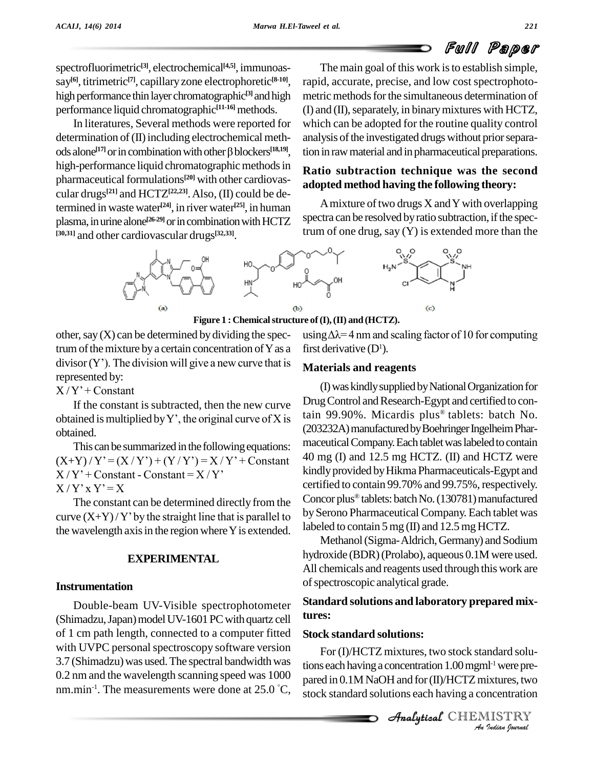spectrofluorimetric[3], electrochemical[4,5], immunoassay[6], titrimetric[7], capillary zone electrophoretic[8-10], high performance thin layer chromatographic[3] and high performance liquid chromatographic[11-16] methods.

In literatures, Several methods were reported for determination of (II) including electrochemical methods alone[17] or in combination with other β blockers[18,19], high-performance liquid chromatographic methods in pharmaceutical formulations[20] with other cardiovascular drugs[21] and HCTZ[22,23]. Also, (II) could be determined in waste water[24], in river water[25], in human plasma, in urine alone[26-29] or in combination with HCTZ [30,31] and other cardiovascular drugs[32,33].

The main goal of this work is to establish simple, rapid, accurate, precise, and low cost spectrophotometric methods for the simultaneous determination of (I) and (II), separately, in binary mixtures with HCTZ, which can be adopted for the routine quality control analysis of the investigated drugs without prior separation in raw material and in pharmaceutical preparations.

**Ratio subtraction technique was the second adopted method having the following theory:**

A mixture of two drugs X and Y with overlapping spectra can be resolved by ratio subtraction, if the spectrum of one drug, say (Y) is extended more than the other, say (X) can be determined by dividing the spectrum of the mixture by a certain concentration of Y as a divisor (Y'). The division will give a new curve that is represented by:

$X / Y' + \text{Constant}$

If the constant is subtracted, then the new curve obtained is multiplied by Y', the original curve of X is obtained.

This can be summarized in the following equations:

$(X+Y) / Y' = (X / Y') + (Y / Y') = X / Y' + \text{Constant}$

$X / Y' + \text{Constant} - \text{Constant} = X / Y'$

$X / Y' \times Y' = X$

The constant can be determined directly from the curve $(X+Y) / Y'$ by the straight line that is parallel to the wavelength axis in the region where Y is extended.

**Figure 1 : Chemical structure of (I), (II) and (HCTZ).**

## EXPERIMENTAL

### Instrumentation

Double-beam UV-Visible spectrophotometer (Shimadzu, Japan) model UV-1601 PC with quartz cell of 1 cm path length, connected to a computer fitted with UVPC personal spectroscopy software version 3.7 (Shimadzu) was used. The spectral bandwidth was 0.2 nm and the wavelength scanning speed was 1000 nm.min$^{-1}$. The measurements were done at 25.0 °C, using $\Delta\lambda = 4$ nm and scaling factor of 10 for computing first derivative ($D^1$).

### Materials and reagents

(I) was kindly supplied by National Organization for Drug Control and Research-Egypt and certified to contain 99.90%. Micardis plus® tablets: batch No. (203232A) manufactured by Boehringer Ingelheim Pharmaceutical Company. Each tablet was labeled to contain 40 mg (I) and 12.5 mg HCTZ. (II) and HCTZ were kindly provided by Hikma Pharmaceuticals-Egypt and certified to contain 99.70% and 99.75%, respectively. Concor plus® tablets: batch No. (130781) manufactured by Serono Pharmaceutical Company. Each tablet was labeled to contain 5 mg (II) and 12.5 mg HCTZ.

Methanol (Sigma-Aldrich, Germany) and Sodium hydroxide (BDR) (Prolabo), aqueous 0.1M were used. All chemicals and reagents used through this work are of spectroscopic analytical grade.

### Standard solutions and laboratory prepared mixtures:

#### Stock standard solutions:

For (I)/HCTZ mixtures, two stock standard solutions each having a concentration 1.00 mgml$^{-1}$ were prepared in 0.1M NaOH and for (II)/HCTZ mixtures, two stock standard solutions each having a concentration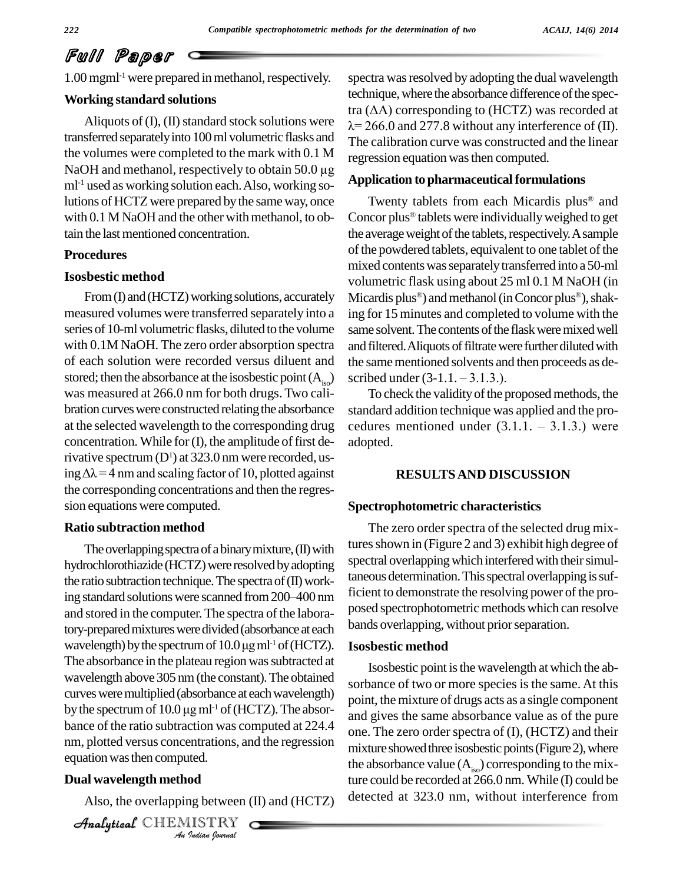$1.00\ mgml^{-1}$ were prepared in methanol, respectively.

### Working standard solutions

Aliquots of (I), (II) standard stock solutions were transferred separately into 100 ml volumetric flasks and the volumes were completed to the mark with 0.1 M NaOH and methanol, respectively to obtain 50.0 μg $ml^{-1}$ used as working solution each. Also, working solutions of HCTZ were prepared by the same way, once with 0.1 M NaOH and the other with methanol, to obtain the last mentioned concentration.

### Procedures

### Isosbestic method

From (I) and (HCTZ) working solutions, accurately measured volumes were transferred separately into a series of 10-ml volumetric flasks, diluted to the volume with 0.1M NaOH. The zero order absorption spectra of each solution were recorded versus diluent and stored; then the absorbance at the isosbestic point ($A_{iso}$) was measured at 266.0 nm for both drugs. Two calibration curves were constructed relating the absorbance at the selected wavelength to the corresponding drug concentration. While for (I), the amplitude of first derivative spectrum ($D^1$) at 323.0 nm were recorded, using $\Delta\lambda = 4$ nm and scaling factor of 10, plotted against the corresponding concentrations and then the regression equations were computed.

### Ratio subtraction method

The overlapping spectra of a binary mixture, (II) with hydrochlorothiazide (HCTZ) were resolved by adopting the ratio subtraction technique. The spectra of (II) working standard solutions were scanned from 200–400 nm and stored in the computer. The spectra of the laboratory-prepared mixtures were divided (absorbance at each wavelength) by the spectrum of 10.0 μg $ml^{-1}$ of (HCTZ). The absorbance in the plateau region was subtracted at wavelength above 305 nm (the constant). The obtained curves were multiplied (absorbance at each wavelength) by the spectrum of 10.0 μg $ml^{-1}$ of (HCTZ). The absorbance of the ratio subtraction was computed at 224.4 nm, plotted versus concentrations, and the regression equation was then computed.

### Dual wavelength method

Also, the overlapping between (II) and (HCTZ) spectra was resolved by adopting the dual wavelength technique, where the absorbance difference of the spectra ($\Delta$A) corresponding to (HCTZ) was recorded at $\lambda$= 266.0 and 277.8 without any interference of (II). The calibration curve was constructed and the linear regression equation was then computed.

### Application to pharmaceutical formulations

Twenty tablets from each Micardis plus® and Concor plus® tablets were individually weighed to get the average weight of the tablets, respectively. A sample of the powdered tablets, equivalent to one tablet of the mixed contents was separately transferred into a 50-ml volumetric flask using about 25 ml 0.1 M NaOH (in Micardis plus®) and methanol (in Concor plus®), shaking for 15 minutes and completed to volume with the same solvent. The contents of the flask were mixed well and filtered. Aliquots of filtrate were further diluted with the same mentioned solvents and then proceeds as described under (3-1.1. – 3.1.3.).

To check the validity of the proposed methods, the standard addition technique was applied and the procedures mentioned under (3.1.1. – 3.1.3.) were adopted.

## RESULTS AND DISCUSSION

### Spectrophotometric characteristics

The zero order spectra of the selected drug mixtures shown in (Figure 2 and 3) exhibit high degree of spectral overlapping which interfered with their simultaneous determination. This spectral overlapping is sufficient to demonstrate the resolving power of the proposed spectrophotometric methods which can resolve bands overlapping, without prior separation.

### Isosbestic method

Isosbestic point is the wavelength at which the absorbance of two or more species is the same. At this point, the mixture of drugs acts as a single component and gives the same absorbance value as of the pure one. The zero order spectra of (I), (HCTZ) and their mixture showed three isosbestic points (Figure 2), where the absorbance value ($A_{iso}$) corresponding to the mixture could be recorded at 266.0 nm. While (I) could be detected at 323.0 nm, without interference from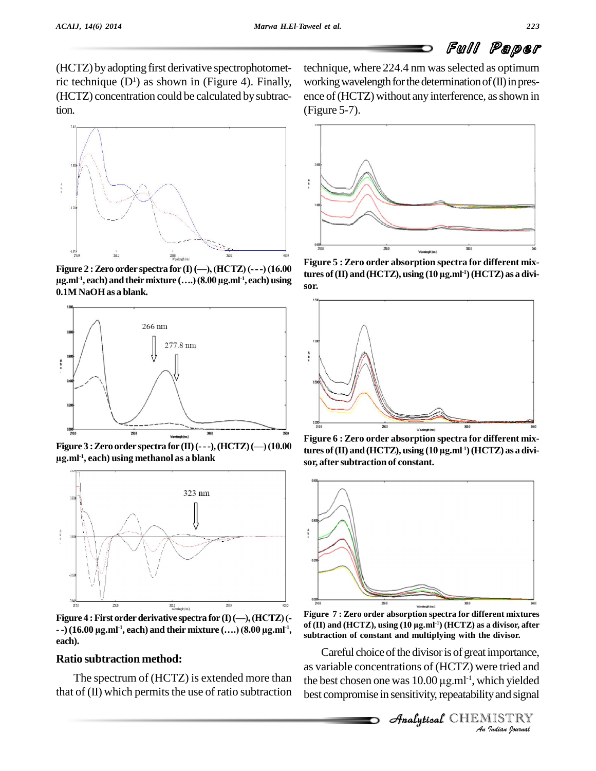(HCTZ) by adopting first derivative spectrophotometric technique ($D^1$) as shown in (Figure 4). Finally, (HCTZ) concentration could be calculated by subtraction.

Figure 2 : Zero order spectra for (I) (—), (HCTZ) (- - -) (16.00 μg.ml$^{-1}$, each) and their mixture (….) (8.00 μg.ml$^{-1}$, each) using 0.1M NaOH as a blank.

Figure 3 : Zero order spectra for (II) (- - -), (HCTZ) (—) (10.00 μg.ml$^{-1}$, each) using methanol as a blank

Figure 4 : First order derivative spectra for (I) (—), (HCTZ) (- - -) (16.00 μg.ml$^{-1}$, each) and their mixture (….) (8.00 μg.ml$^{-1}$, each).

## Ratio subtraction method:

The spectrum of (HCTZ) is extended more than that of (II) which permits the use of ratio subtraction technique, where 224.4 nm was selected as optimum working wavelength for the determination of (II) in presence of (HCTZ) without any interference, as shown in (Figure 5-7).

Figure 5 : Zero order absorption spectra for different mixtures of (II) and (HCTZ), using (10 μg.ml$^{-1}$) (HCTZ) as a divisor.

Figure 6 : Zero order absorption spectra for different mixtures of (II) and (HCTZ), using (10 μg.ml$^{-1}$) (HCTZ) as a divisor, after subtraction of constant.

Figure 7 : Zero order absorption spectra for different mixtures of (II) and (HCTZ), using (10 μg.ml$^{-1}$) (HCTZ) as a divisor, after subtraction of constant and multiplying with the divisor.

Careful choice of the divisor is of great importance, as variable concentrations of (HCTZ) were tried and the best chosen one was 10.00 μg.ml$^{-1}$, which yielded best compromise in sensitivity, repeatability and signal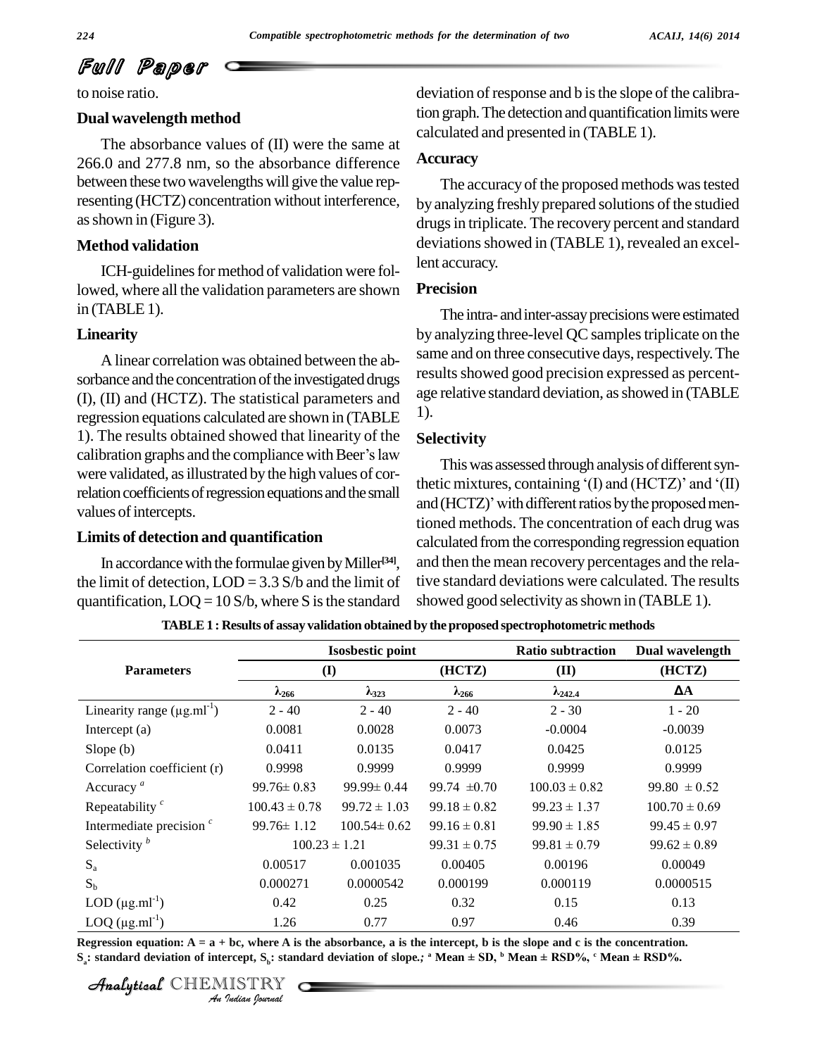to noise ratio.

### Dual wavelength method

The absorbance values of (II) were the same at 266.0 and 277.8 nm, so the absorbance difference between these two wavelengths will give the value representing (HCTZ) concentration without interference, as shown in (Figure 3).

### Method validation

ICH-guidelines for method of validation were followed, where all the validation parameters are shown in (TABLE 1).

### Linearity

A linear correlation was obtained between the absorbance and the concentration of the investigated drugs (I), (II) and (HCTZ). The statistical parameters and regression equations calculated are shown in (TABLE 1). The results obtained showed that linearity of the calibration graphs and the compliance with Beer's law were validated, as illustrated by the high values of correlation coefficients of regression equations and the small values of intercepts.

### Limits of detection and quantification

In accordance with the formulae given by Miller[34], the limit of detection, LOD = 3.3 S/b and the limit of quantification, LOQ = 10 S/b, where S is the standard deviation of response and b is the slope of the calibration graph. The detection and quantification limits were calculated and presented in (TABLE 1).

### Accuracy

The accuracy of the proposed methods was tested by analyzing freshly prepared solutions of the studied drugs in triplicate. The recovery percent and standard deviations showed in (TABLE 1), revealed an excellent accuracy.

### Precision

The intra- and inter-assay precisions were estimated by analyzing three-level QC samples triplicate on the same and on three consecutive days, respectively. The results showed good precision expressed as percentage relative standard deviation, as showed in (TABLE 1).

### Selectivity

This was assessed through analysis of different synthetic mixtures, containing '(I) and (HCTZ)' and '(II) and (HCTZ)' with different ratios by the proposed mentioned methods. The concentration of each drug was calculated from the corresponding regression equation and then the mean recovery percentages and the relative standard deviations were calculated. The results showed good selectivity as shown in (TABLE 1).

**TABLE 1 : Results of assay validation obtained by the proposed spectrophotometric methods**

| Parameters | Isosbestic point | | | Ratio subtraction | Dual wavelength |
|---|---|---|---|---|---|
| | (I) | | (HCTZ) | (II) | (HCTZ) |
| | $\lambda_{266}$ | $\lambda_{323}$ | $\lambda_{266}$ | $\lambda_{242.4}$ | $\Delta A$ |
| Linearity range ($\mu g.ml^{-1}$) | 2 - 40 | 2 - 40 | 2 - 40 | 2 - 30 | 1 - 20 |
| Intercept (a) | 0.0081 | 0.0028 | 0.0073 | -0.0004 | -0.0039 |
| Slope (b) | 0.0411 | 0.0135 | 0.0417 | 0.0425 | 0.0125 |
| Correlation coefficient (r) | 0.9998 | 0.9999 | 0.9999 | 0.9999 | 0.9999 |
| Accuracy [a] | 99.76± 0.83 | 99.99± 0.44 | 99.74 ±0.70 | 100.03 ± 0.82 | 99.80 ± 0.52 |
| Repeatability [c] | 100.43 ± 0.78 | 99.72 ± 1.03 | 99.18 ± 0.82 | 99.23 ± 1.37 | 100.70 ± 0.69 |
| Intermediate precision [c] | 99.76± 1.12 | 100.54± 0.62 | 99.16 ± 0.81 | 99.90 ± 1.85 | 99.45 ± 0.97 |
| Selectivity [b] | 100.23 ± 1.21 | | 99.31 ± 0.75 | 99.81 ± 0.79 | 99.62 ± 0.89 |
| $S_a$ | 0.00517 | 0.001035 | 0.00405 | 0.00196 | 0.00049 |
| $S_b$ | 0.000271 | 0.0000542 | 0.000199 | 0.000119 | 0.0000515 |
| LOD ($\mu g.ml^{-1}$) | 0.42 | 0.25 | 0.32 | 0.15 | 0.13 |
| LOQ ($\mu g.ml^{-1}$) | 1.26 | 0.77 | 0.97 | 0.46 | 0.39 |

**Regression equation: A = a + bc, where A is the absorbance, a is the intercept, b is the slope and c is the concentration.**
**$S_a$: standard deviation of intercept, $S_b$: standard deviation of slope.; [a] Mean ± SD, [b] Mean ± RSD%, [c] Mean ± RSD%.**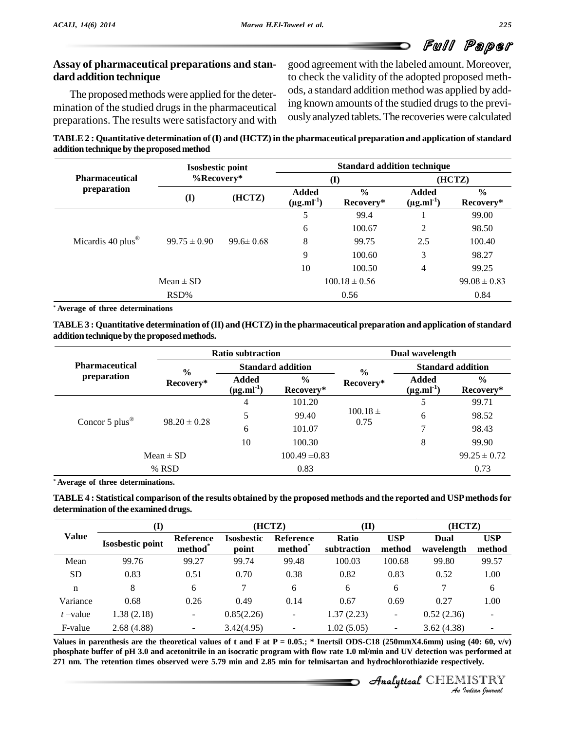## Assay of pharmaceutical preparations and standard addition technique

The proposed methods were applied for the determination of the studied drugs in the pharmaceutical preparations. The results were satisfactory and with good agreement with the labeled amount. Moreover, to check the validity of the adopted proposed methods, a standard addition method was applied by adding known amounts of the studied drugs to the previously analyzed tablets. The recoveries were calculated

**TABLE 2 : Quantitative determination of (I) and (HCTZ) in the pharmaceutical preparation and application of standard addition technique by the proposed method**

| Pharmaceutical preparation | Isosbestic point %Recovery* | | Standard addition technique | | | |
|---|---|---|---|---|---|---|
| | | | (I) | | (HCTZ) | |
| | (I) | (HCTZ) | Added ($\mu g.ml^{-1}$) | % Recovery* | Added ($\mu g.ml^{-1}$) | % Recovery* |
| Micardis 40 plus® | 99.75 ± 0.90 | 99.6± 0.68 | 5 | 99.4 | 1 | 99.00 |
| | | | 6 | 100.67 | 2 | 98.50 |
| | | | 8 | 99.75 | 2.5 | 100.40 |
| | | | 9 | 100.60 | 3 | 98.27 |
| | | | 10 | 100.50 | 4 | 99.25 |
| Mean ± SD | | | | 100.18 ± 0.56 | | 99.08 ± 0.83 |
| RSD% | | | | 0.56 | | 0.84 |

* Average of three determinations

**TABLE 3 : Quantitative determination of (II) and (HCTZ) in the pharmaceutical preparation and application of standard addition technique by the proposed methods.**

| Pharmaceutical preparation | Ratio subtraction | | | Dual wavelength | | |
|---|---|---|---|---|---|---|
| | % Recovery* | Standard addition | | % Recovery* | Standard addition | |
| | | Added ($\mu g.ml^{-1}$) | % Recovery* | | Added ($\mu g.ml^{-1}$) | % Recovery* |
| Concor 5 plus® | 98.20 ± 0.28 | 4 | 101.20 | 100.18 ± 0.75 | 5 | 99.71 |
| | | 5 | 99.40 | | 6 | 98.52 |
| | | 6 | 101.07 | | 7 | 98.43 |
| | | 10 | 100.30 | | 8 | 99.90 |
| Mean ± SD | | | 100.49 ±0.83 | | | 99.25 ± 0.72 |
| % RSD | | | 0.83 | | | 0.73 |

* Average of three determinations.

**TABLE 4 : Statistical comparison of the results obtained by the proposed methods and the reported and USP methods for determination of the examined drugs.**

| Value | (I) | | (HCTZ) | | (II) | | (HCTZ) | |
|---|---|---|---|---|---|---|---|---|
| | Isosbestic point | Reference method* | Isosbestic point | Reference method* | Ratio subtraction | USP method | Dual wavelength | USP method |
| Mean | 99.76 | 99.27 | 99.74 | 99.48 | 100.03 | 100.68 | 99.80 | 99.57 |
| SD | 0.83 | 0.51 | 0.70 | 0.38 | 0.82 | 0.83 | 0.52 | 1.00 |
| n | 8 | 6 | 7 | 6 | 6 | 6 | 7 | 6 |
| Variance | 0.68 | 0.26 | 0.49 | 0.14 | 0.67 | 0.69 | 0.27 | 1.00 |
| $t$ –value | 1.38 (2.18) | - | 0.85(2.26) | - | 1.37 (2.23) | - | 0.52 (2.36) | - |
| F-value | 2.68 (4.88) | - | 3.42(4.95) | - | 1.02 (5.05) | - | 3.62 (4.38) | - |

Values in parenthesis are the theoretical values of t and F at P = 0.05.; * Inertsil ODS-C18 (250mmX4.6mm) using (40: 60, v/v) phosphate buffer of pH 3.0 and acetonitrile in an isocratic program with flow rate 1.0 ml/min and UV detection was performed at 271 nm. The retention times observed were 5.79 min and 2.85 min for telmisartan and hydrochlorothiazide respectively.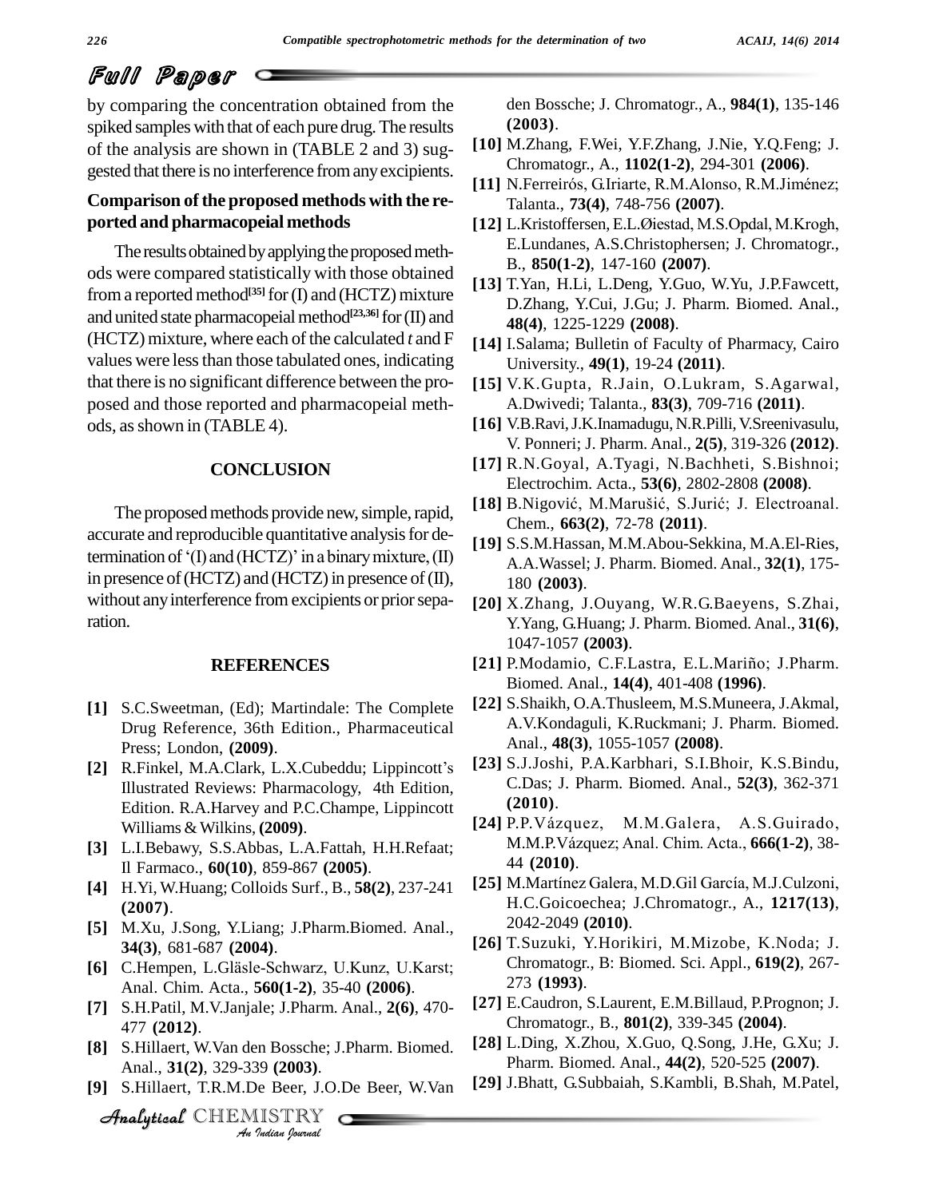by comparing the concentration obtained from the spiked samples with that of each pure drug. The results of the analysis are shown in (TABLE 2 and 3) suggested that there is no interference from any excipients.

### Comparison of the proposed methods with the reported and pharmacopeial methods

The results obtained by applying the proposed methods were compared statistically with those obtained from a reported method[35] for (I) and (HCTZ) mixture and united state pharmacopeial method[23,36] for (II) and (HCTZ) mixture, where each of the calculated *t* and F values were less than those tabulated ones, indicating that there is no significant difference between the proposed and those reported and pharmacopeial methods, as shown in (TABLE 4).

## CONCLUSION

The proposed methods provide new, simple, rapid, accurate and reproducible quantitative analysis for determination of '(I) and (HCTZ)' in a binary mixture, (II) in presence of (HCTZ) and (HCTZ) in presence of (II), without any interference from excipients or prior separation.

## REFERENCES

**[1]** S.C.Sweetman, (Ed); Martindale: The Complete Drug Reference, 36th Edition., Pharmaceutical Press; London, **(2009)**.

**[2]** R.Finkel, M.A.Clark, L.X.Cubeddu; Lippincott's Illustrated Reviews: Pharmacology, 4th Edition, Edition. R.A.Harvey and P.C.Champe, Lippincott Williams & Wilkins, **(2009)**.

**[3]** L.I.Bebawy, S.S.Abbas, L.A.Fattah, H.H.Refaat; Il Farmaco., **60(10)**, 859-867 **(2005)**.

**[4]** H.Yi, W.Huang; Colloids Surf., B., **58(2)**, 237-241 **(2007)**.

**[5]** M.Xu, J.Song, Y.Liang; J.Pharm.Biomed. Anal., **34(3)**, 681-687 **(2004)**.

**[6]** C.Hempen, L.Gläsle-Schwarz, U.Kunz, U.Karst; Anal. Chim. Acta., **560(1-2)**, 35-40 **(2006)**.

**[7]** S.H.Patil, M.V.Janjale; J.Pharm. Anal., **2(6)**, 470-477 **(2012)**.

**[8]** S.Hillaert, W.Van den Bossche; J.Pharm. Biomed. Anal., **31(2)**, 329-339 **(2003)**.

**[9]** S.Hillaert, T.R.M.De Beer, J.O.De Beer, W.Van den Bossche; J. Chromatogr., A., **984(1)**, 135-146 **(2003)**.

**[10]** M.Zhang, F.Wei, Y.F.Zhang, J.Nie, Y.Q.Feng; J. Chromatogr., A., **1102(1-2)**, 294-301 **(2006)**.

**[11]** N.Ferreirós, G.Iriarte, R.M.Alonso, R.M.Jiménez; Talanta., **73(4)**, 748-756 **(2007)**.

**[12]** L.Kristoffersen, E.L.Øiestad, M.S.Opdal, M.Krogh, E.Lundanes, A.S.Christophersen; J. Chromatogr., B., **850(1-2)**, 147-160 **(2007)**.

**[13]** T.Yan, H.Li, L.Deng, Y.Guo, W.Yu, J.P.Fawcett, D.Zhang, Y.Cui, J.Gu; J. Pharm. Biomed. Anal., **48(4)**, 1225-1229 **(2008)**.

**[14]** I.Salama; Bulletin of Faculty of Pharmacy, Cairo University., **49(1)**, 19-24 **(2011)**.

**[15]** V.K.Gupta, R.Jain, O.Lukram, S.Agarwal, A.Dwivedi; Talanta., **83(3)**, 709-716 **(2011)**.

**[16]** V.B.Ravi, J.K.Inamadugu, N.R.Pilli, V.Sreenivasulu, V. Ponneri; J. Pharm. Anal., **2(5)**, 319-326 **(2012)**.

**[17]** R.N.Goyal, A.Tyagi, N.Bachheti, S.Bishnoi; Electrochim. Acta., **53(6)**, 2802-2808 **(2008)**.

**[18]** B.Nigović, M.Marušić, S.Jurić; J. Electroanal. Chem., **663(2)**, 72-78 **(2011)**.

**[19]** S.S.M.Hassan, M.M.Abou-Sekkina, M.A.El-Ries, A.A.Wassel; J. Pharm. Biomed. Anal., **32(1)**, 175-180 **(2003)**.

**[20]** X.Zhang, J.Ouyang, W.R.G.Baeyens, S.Zhai, Y.Yang, G.Huang; J. Pharm. Biomed. Anal., **31(6)**, 1047-1057 **(2003)**.

**[21]** P.Modamio, C.F.Lastra, E.L.Mariño; J.Pharm. Biomed. Anal., **14(4)**, 401-408 **(1996)**.

**[22]** S.Shaikh, O.A.Thusleem, M.S.Muneera, J.Akmal, A.V.Kondaguli, K.Ruckmani; J. Pharm. Biomed. Anal., **48(3)**, 1055-1057 **(2008)**.

**[23]** S.J.Joshi, P.A.Karbhari, S.I.Bhoir, K.S.Bindu, C.Das; J. Pharm. Biomed. Anal., **52(3)**, 362-371 **(2010)**.

**[24]** P.P.Vázquez, M.M.Galera, A.S.Guirado, M.M.P.Vázquez; Anal. Chim. Acta., **666(1-2)**, 38-44 **(2010)**.

**[25]** M.Martínez Galera, M.D.Gil García, M.J.Culzoni, H.C.Goicoechea; J.Chromatogr., A., **1217(13)**, 2042-2049 **(2010)**.

**[26]** T.Suzuki, Y.Horikiri, M.Mizobe, K.Noda; J. Chromatogr., B: Biomed. Sci. Appl., **619(2)**, 267-273 **(1993)**.

**[27]** E.Caudron, S.Laurent, E.M.Billaud, P.Prognon; J. Chromatogr., B., **801(2)**, 339-345 **(2004)**.

**[28]** L.Ding, X.Zhou, X.Guo, Q.Song, J.He, G.Xu; J. Pharm. Biomed. Anal., **44(2)**, 520-525 **(2007)**.

**[29]** J.Bhatt, G.Subbaiah, S.Kambli, B.Shah, M.Patel,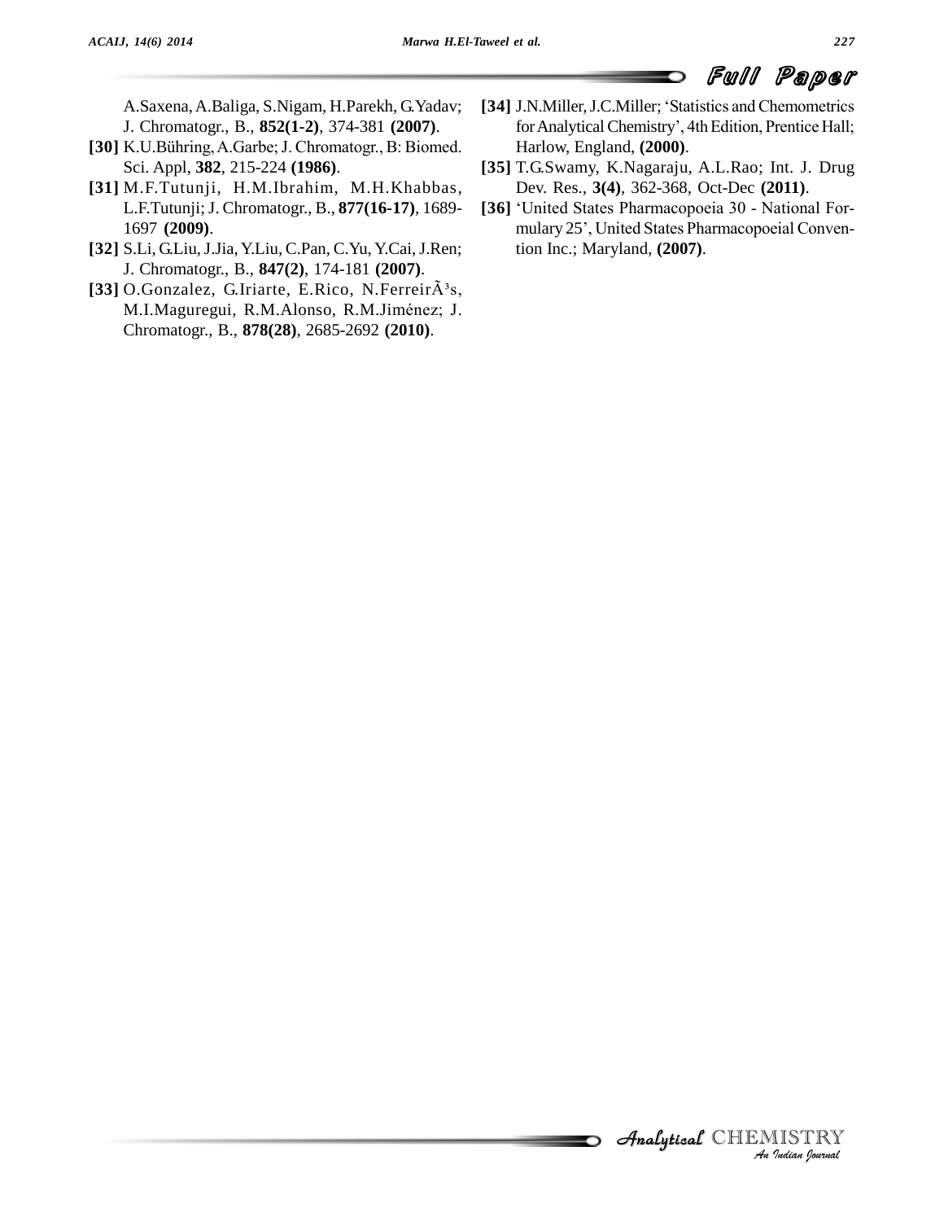A.Saxena, A.Baliga, S.Nigam, H.Parekh, G.Yadav; J. Chromatogr., B., **852(1-2)**, 374-381 **(2007)**.

**[30]** K.U.Bühring, A.Garbe; J. Chromatogr., B: Biomed. Sci. Appl, **382**, 215-224 **(1986)**.

**[31]** M.F.Tutunji, H.M.Ibrahim, M.H.Khabbas, L.F.Tutunji; J. Chromatogr., B., **877(16-17)**, 1689-1697 **(2009)**.

**[32]** S.Li, G.Liu, J.Jia, Y.Liu, C.Pan, C.Yu, Y.Cai, J.Ren; J. Chromatogr., B., **847(2)**, 174-181 **(2007)**.

**[33]** O.Gonzalez, G.Iriarte, E.Rico, N.FerreirÃ³s, M.I.Maguregui, R.M.Alonso, R.M.Jiménez; J. Chromatogr., B., **878(28)**, 2685-2692 **(2010)**.

**[34]** J.N.Miller, J.C.Miller; 'Statistics and Chemometrics for Analytical Chemistry', 4th Edition, Prentice Hall; Harlow, England, **(2000)**.

**[35]** T.G.Swamy, K.Nagaraju, A.L.Rao; Int. J. Drug Dev. Res., **3(4)**, 362-368, Oct-Dec **(2011)**.

**[36]** 'United States Pharmacopoeia 30 - National Formulary 25', United States Pharmacopoeial Convention Inc.; Maryland, **(2007)**.